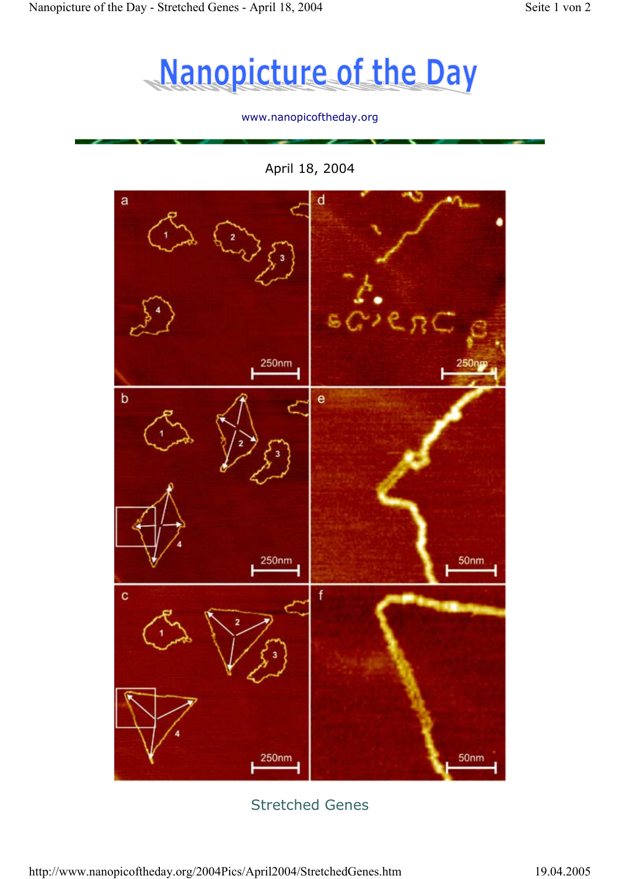# Nanopicture of the Day

www.nanopicoftheday.org

April 18, 2004

Stretched Genes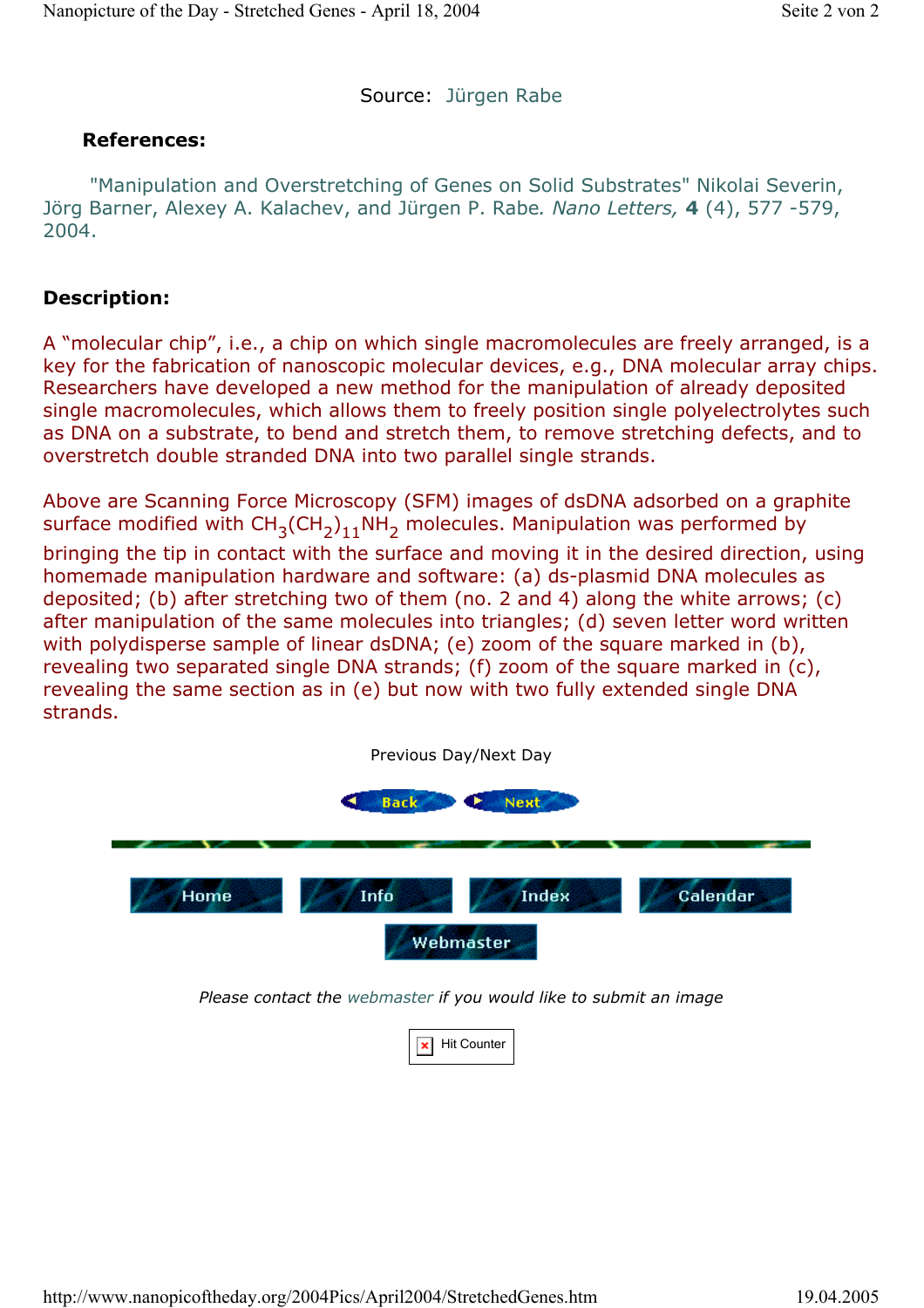Source: Jürgen Rabe

**References:**

"Manipulation and Overstretching of Genes on Solid Substrates" Nikolai Severin, Jörg Barner, Alexey A. Kalachev, and Jürgen P. Rabe. *Nano Letters,* **4** (4), 577 -579, 2004.

**Description:**

A “molecular chip”, i.e., a chip on which single macromolecules are freely arranged, is a key for the fabrication of nanoscopic molecular devices, e.g., DNA molecular array chips. Researchers have developed a new method for the manipulation of already deposited single macromolecules, which allows them to freely position single polyelectrolytes such as DNA on a substrate, to bend and stretch them, to remove stretching defects, and to overstretch double stranded DNA into two parallel single strands.

Above are Scanning Force Microscopy (SFM) images of dsDNA adsorbed on a graphite surface modified with $CH_3(CH_2)_{11}NH_2$ molecules. Manipulation was performed by bringing the tip in contact with the surface and moving it in the desired direction, using homemade manipulation hardware and software: (a) ds-plasmid DNA molecules as deposited; (b) after stretching two of them (no. 2 and 4) along the white arrows; (c) after manipulation of the same molecules into triangles; (d) seven letter word written with polydisperse sample of linear dsDNA; (e) zoom of the square marked in (b), revealing two separated single DNA strands; (f) zoom of the square marked in (c), revealing the same section as in (e) but now with two fully extended single DNA strands.

Previous Day/Next Day

Back Next

Home Info Index Calendar

Webmaster

*Please contact the webmaster if you would like to submit an image*

Hit Counter